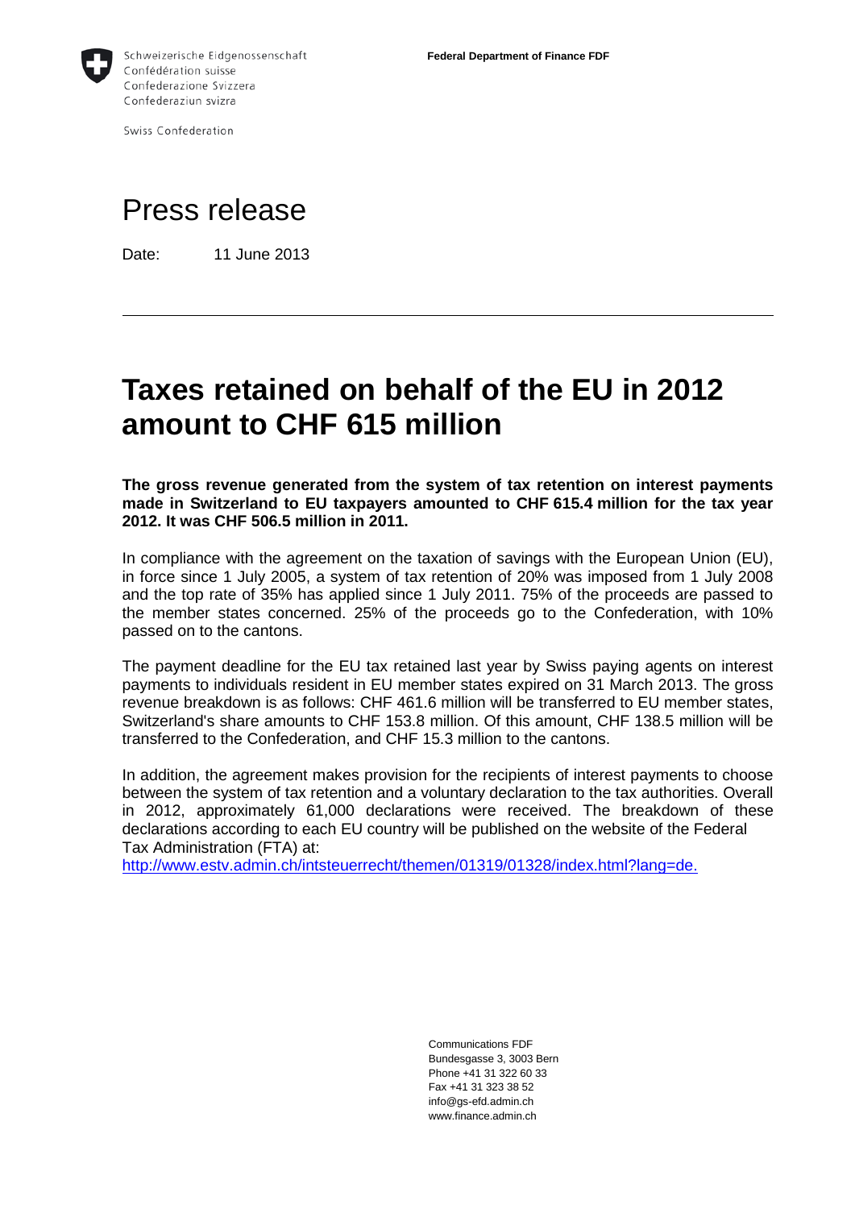Schweizerische Eidgenossenschaft
Confédération suisse
Confederazione Svizzera
Confederaziun svizra

Swiss Confederation

**Federal Department of Finance FDF**

# Press release

Date: 11 June 2013

---

# Taxes retained on behalf of the EU in 2012 amount to CHF 615 million

**The gross revenue generated from the system of tax retention on interest payments made in Switzerland to EU taxpayers amounted to CHF 615.4 million for the tax year 2012. It was CHF 506.5 million in 2011.**

In compliance with the agreement on the taxation of savings with the European Union (EU), in force since 1 July 2005, a system of tax retention of 20% was imposed from 1 July 2008 and the top rate of 35% has applied since 1 July 2011. 75% of the proceeds are passed to the member states concerned. 25% of the proceeds go to the Confederation, with 10% passed on to the cantons.

The payment deadline for the EU tax retained last year by Swiss paying agents on interest payments to individuals resident in EU member states expired on 31 March 2013. The gross revenue breakdown is as follows: CHF 461.6 million will be transferred to EU member states, Switzerland's share amounts to CHF 153.8 million. Of this amount, CHF 138.5 million will be transferred to the Confederation, and CHF 15.3 million to the cantons.

In addition, the agreement makes provision for the recipients of interest payments to choose between the system of tax retention and a voluntary declaration to the tax authorities. Overall in 2012, approximately 61,000 declarations were received. The breakdown of these declarations according to each EU country will be published on the website of the Federal Tax Administration (FTA) at:
http://www.estv.admin.ch/intsteuerrecht/themen/01319/01328/index.html?lang=de.

Communications FDF
Bundesgasse 3, 3003 Bern
Phone +41 31 322 60 33
Fax +41 31 323 38 52
info@gs-efd.admin.ch
www.finance.admin.ch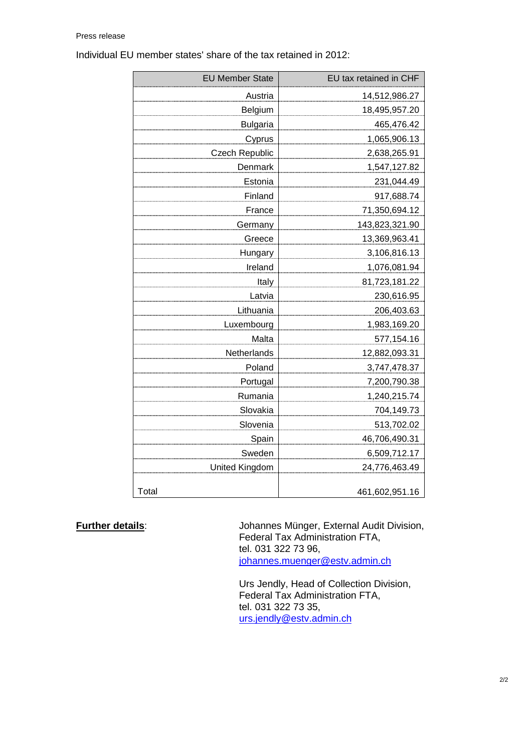Press release

Individual EU member states' share of the tax retained in 2012:

| EU Member State | EU tax retained in CHF |
|---|---|
| Austria | 14,512,986.27 |
| Belgium | 18,495,957.20 |
| Bulgaria | 465,476.42 |
| Cyprus | 1,065,906.13 |
| Czech Republic | 2,638,265.91 |
| Denmark | 1,547,127.82 |
| Estonia | 231,044.49 |
| Finland | 917,688.74 |
| France | 71,350,694.12 |
| Germany | 143,823,321.90 |
| Greece | 13,369,963.41 |
| Hungary | 3,106,816.13 |
| Ireland | 1,076,081.94 |
| Italy | 81,723,181.22 |
| Latvia | 230,616.95 |
| Lithuania | 206,403.63 |
| Luxembourg | 1,983,169.20 |
| Malta | 577,154.16 |
| Netherlands | 12,882,093.31 |
| Poland | 3,747,478.37 |
| Portugal | 7,200,790.38 |
| Rumania | 1,240,215.74 |
| Slovakia | 704,149.73 |
| Slovenia | 513,702.02 |
| Spain | 46,706,490.31 |
| Sweden | 6,509,712.17 |
| United Kingdom | 24,776,463.49 |
| Total | 461,602,951.16 |

**Further details**:

Johannes Münger, External Audit Division, Federal Tax Administration FTA, tel. 031 322 73 96, johannes.muenger@estv.admin.ch

Urs Jendly, Head of Collection Division, Federal Tax Administration FTA, tel. 031 322 73 35, urs.jendly@estv.admin.ch